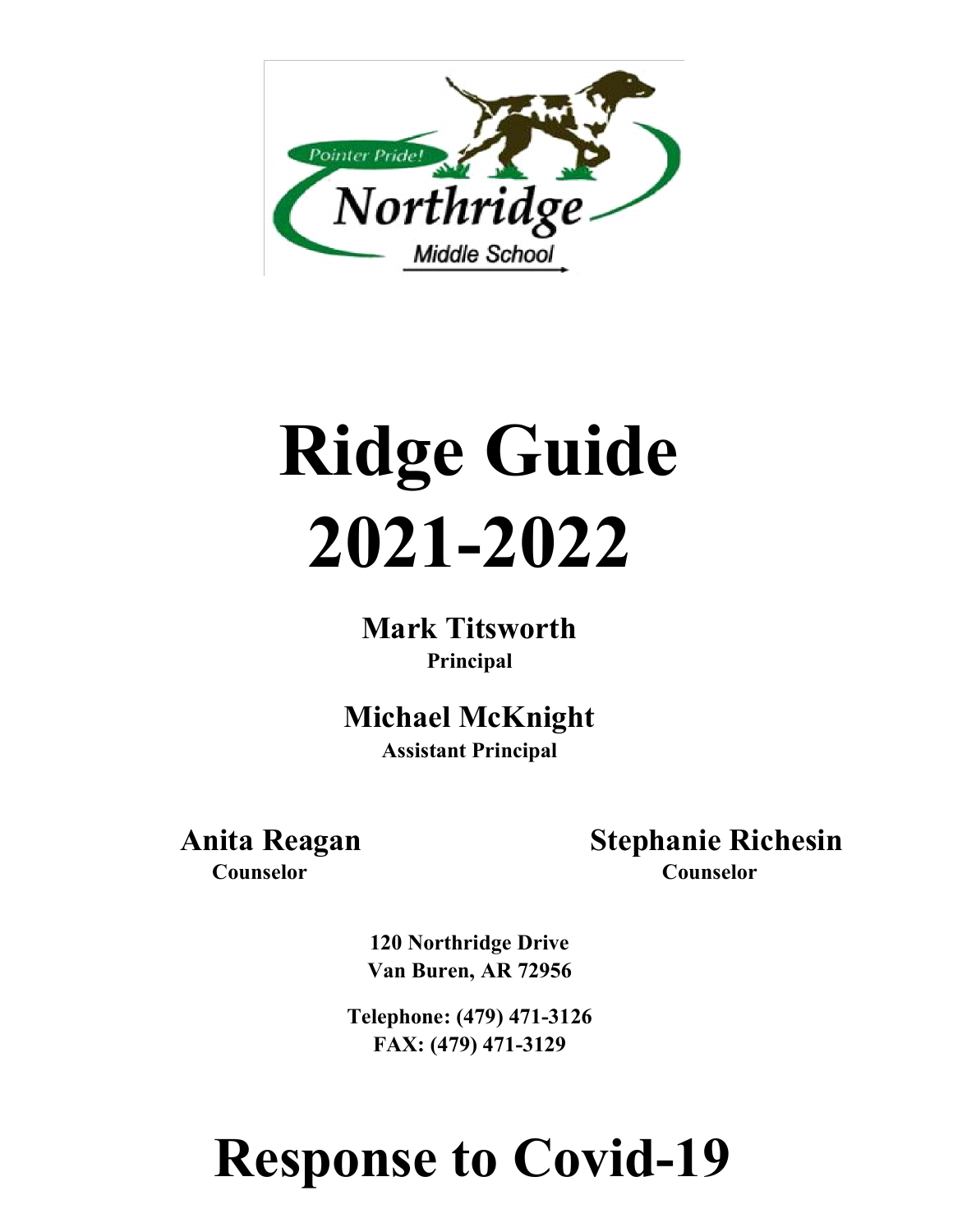Pointer Pride!

Northridge

Middle School

# Ridge Guide 2021-2022

**Mark Titsworth**
**Principal**

**Michael McKnight**
**Assistant Principal**

**Anita Reagan**
**Counselor**

**Stephanie Richesin**
**Counselor**

**120 Northridge Drive**
**Van Buren, AR 72956**

**Telephone: (479) 471-3126**
**FAX: (479) 471-3129**

# Response to Covid-19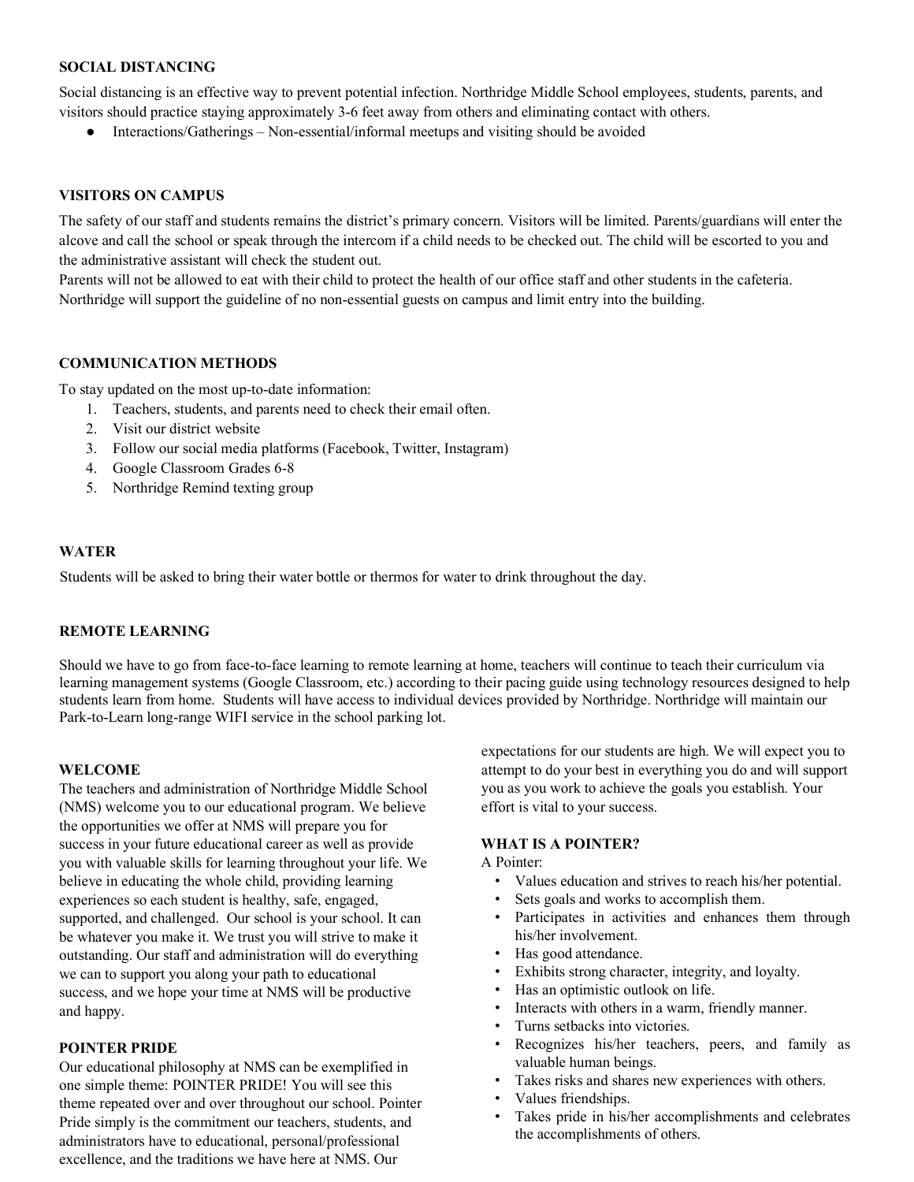**SOCIAL DISTANCING**

Social distancing is an effective way to prevent potential infection. Northridge Middle School employees, students, parents, and visitors should practice staying approximately 3-6 feet away from others and eliminating contact with others.

- Interactions/Gatherings – Non-essential/informal meetups and visiting should be avoided

**VISITORS ON CAMPUS**

The safety of our staff and students remains the district's primary concern. Visitors will be limited. Parents/guardians will enter the alcove and call the school or speak through the intercom if a child needs to be checked out. The child will be escorted to you and the administrative assistant will check the student out.
Parents will not be allowed to eat with their child to protect the health of our office staff and other students in the cafeteria. Northridge will support the guideline of no non-essential guests on campus and limit entry into the building.

**COMMUNICATION METHODS**

To stay updated on the most up-to-date information:

1. Teachers, students, and parents need to check their email often.
2. Visit our district website
3. Follow our social media platforms (Facebook, Twitter, Instagram)
4. Google Classroom Grades 6-8
5. Northridge Remind texting group

**WATER**

Students will be asked to bring their water bottle or thermos for water to drink throughout the day.

**REMOTE LEARNING**

Should we have to go from face-to-face learning to remote learning at home, teachers will continue to teach their curriculum via learning management systems (Google Classroom, etc.) according to their pacing guide using technology resources designed to help students learn from home. Students will have access to individual devices provided by Northridge. Northridge will maintain our Park-to-Learn long-range WIFI service in the school parking lot.

**WELCOME**

The teachers and administration of Northridge Middle School (NMS) welcome you to our educational program. We believe the opportunities we offer at NMS will prepare you for success in your future educational career as well as provide you with valuable skills for learning throughout your life. We believe in educating the whole child, providing learning experiences so each student is healthy, safe, engaged, supported, and challenged. Our school is your school. It can be whatever you make it. We trust you will strive to make it outstanding. Our staff and administration will do everything we can to support you along your path to educational success, and we hope your time at NMS will be productive and happy.

**POINTER PRIDE**

Our educational philosophy at NMS can be exemplified in one simple theme: POINTER PRIDE! You will see this theme repeated over and over throughout our school. Pointer Pride simply is the commitment our teachers, students, and administrators have to educational, personal/professional excellence, and the traditions we have here at NMS. Our expectations for our students are high. We will expect you to attempt to do your best in everything you do and will support you as you work to achieve the goals you establish. Your effort is vital to your success.

**WHAT IS A POINTER?**

A Pointer:

- Values education and strives to reach his/her potential.
- Sets goals and works to accomplish them.
- Participates in activities and enhances them through his/her involvement.
- Has good attendance.
- Exhibits strong character, integrity, and loyalty.
- Has an optimistic outlook on life.
- Interacts with others in a warm, friendly manner.
- Turns setbacks into victories.
- Recognizes his/her teachers, peers, and family as valuable human beings.
- Takes risks and shares new experiences with others.
- Values friendships.
- Takes pride in his/her accomplishments and celebrates the accomplishments of others.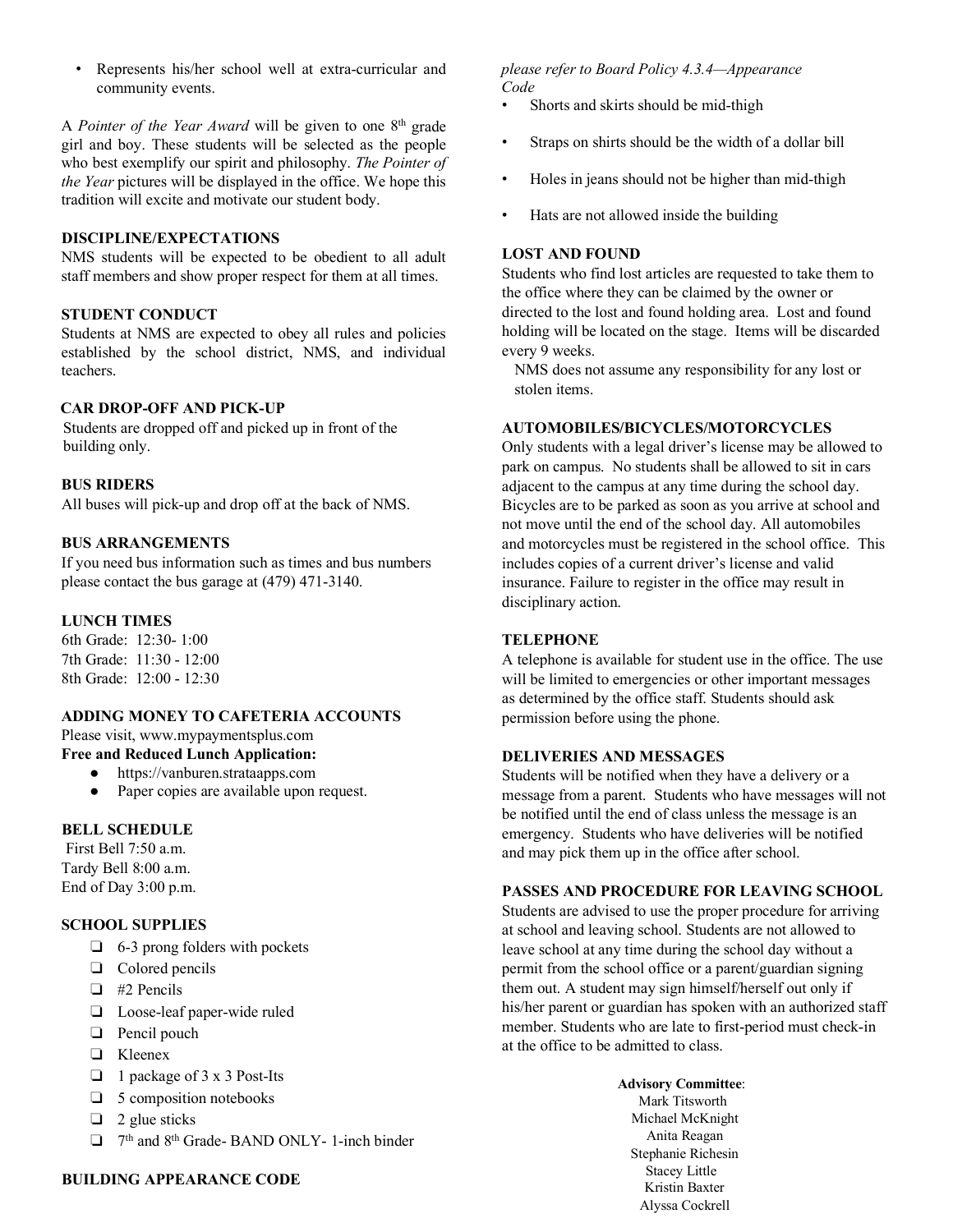- Represents his/her school well at extra-curricular and community events.

A *Pointer of the Year Award* will be given to one 8th grade girl and boy. These students will be selected as the people who best exemplify our spirit and philosophy. *The Pointer of the Year* pictures will be displayed in the office. We hope this tradition will excite and motivate our student body.

### DISCIPLINE/EXPECTATIONS

NMS students will be expected to be obedient to all adult staff members and show proper respect for them at all times.

### STUDENT CONDUCT

Students at NMS are expected to obey all rules and policies established by the school district, NMS, and individual teachers.

### CAR DROP-OFF AND PICK-UP

Students are dropped off and picked up in front of the building only.

### BUS RIDERS

All buses will pick-up and drop off at the back of NMS.

### BUS ARRANGEMENTS

If you need bus information such as times and bus numbers please contact the bus garage at (479) 471-3140.

### LUNCH TIMES

6th Grade: 12:30- 1:00
7th Grade: 11:30 - 12:00
8th Grade: 12:00 - 12:30

### ADDING MONEY TO CAFETERIA ACCOUNTS

Please visit, www.mypaymentsplus.com

**Free and Reduced Lunch Application:**

- https://vanburen.strataapps.com
- Paper copies are available upon request.

### BELL SCHEDULE

First Bell 7:50 a.m.
Tardy Bell 8:00 a.m.
End of Day 3:00 p.m.

### SCHOOL SUPPLIES

- [ ] 6-3 prong folders with pockets
- [ ] Colored pencils
- [ ] #2 Pencils
- [ ] Loose-leaf paper-wide ruled
- [ ] Pencil pouch
- [ ] Kleenex
- [ ] 1 package of 3 x 3 Post-Its
- [ ] 5 composition notebooks
- [ ] 2 glue sticks
- [ ] 7th and 8th Grade- BAND ONLY- 1-inch binder

### BUILDING APPEARANCE CODE

*please refer to Board Policy 4.3.4—Appearance Code*

- Shorts and skirts should be mid-thigh
- Straps on shirts should be the width of a dollar bill
- Holes in jeans should not be higher than mid-thigh
- Hats are not allowed inside the building

### LOST AND FOUND

Students who find lost articles are requested to take them to the office where they can be claimed by the owner or directed to the lost and found holding area. Lost and found holding will be located on the stage. Items will be discarded every 9 weeks.

NMS does not assume any responsibility for any lost or stolen items.

### AUTOMOBILES/BICYCLES/MOTORCYCLES

Only students with a legal driver's license may be allowed to park on campus. No students shall be allowed to sit in cars adjacent to the campus at any time during the school day. Bicycles are to be parked as soon as you arrive at school and not move until the end of the school day. All automobiles and motorcycles must be registered in the school office. This includes copies of a current driver's license and valid insurance. Failure to register in the office may result in disciplinary action.

### TELEPHONE

A telephone is available for student use in the office. The use will be limited to emergencies or other important messages as determined by the office staff. Students should ask permission before using the phone.

### DELIVERIES AND MESSAGES

Students will be notified when they have a delivery or a message from a parent. Students who have messages will not be notified until the end of class unless the message is an emergency. Students who have deliveries will be notified and may pick them up in the office after school.

### PASSES AND PROCEDURE FOR LEAVING SCHOOL

Students are advised to use the proper procedure for arriving at school and leaving school. Students are not allowed to leave school at any time during the school day without a permit from the school office or a parent/guardian signing them out. A student may sign himself/herself out only if his/her parent or guardian has spoken with an authorized staff member. Students who are late to first-period must check-in at the office to be admitted to class.

**Advisory Committee**:
Mark Titsworth
Michael McKnight
Anita Reagan
Stephanie Richesin
Stacey Little
Kristin Baxter
Alyssa Cockrell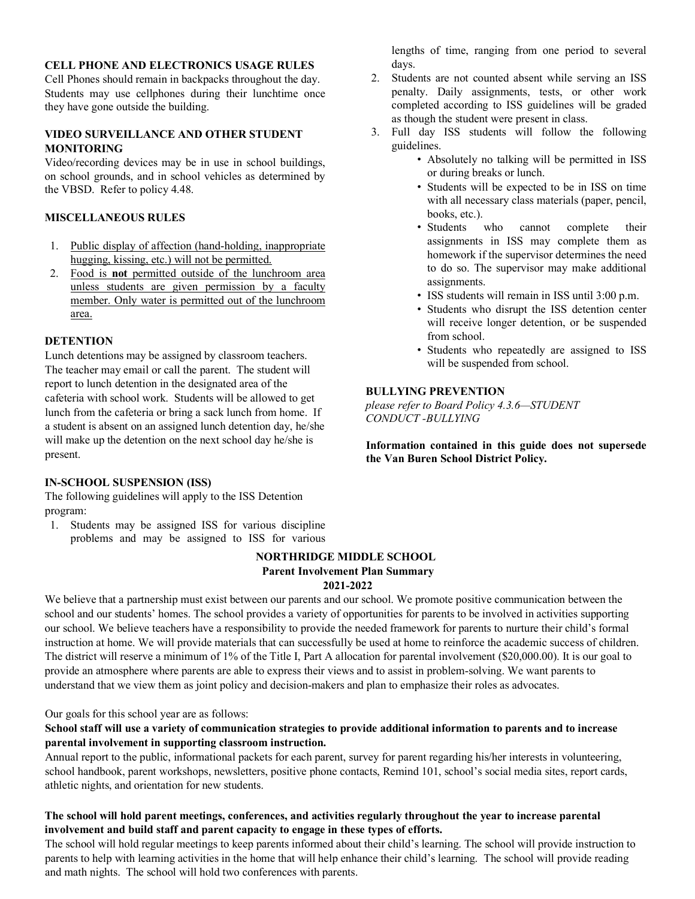### CELL PHONE AND ELECTRONICS USAGE RULES

Cell Phones should remain in backpacks throughout the day. Students may use cellphones during their lunchtime once they have gone outside the building.

### VIDEO SURVEILLANCE AND OTHER STUDENT MONITORING

Video/recording devices may be in use in school buildings, on school grounds, and in school vehicles as determined by the VBSD. Refer to policy 4.48.

### MISCELLANEOUS RULES

1. Public display of affection (hand-holding, inappropriate hugging, kissing, etc.) will not be permitted.
2. Food is **not** permitted outside of the lunchroom area unless students are given permission by a faculty member. Only water is permitted out of the lunchroom area.

### DETENTION

Lunch detentions may be assigned by classroom teachers. The teacher may email or call the parent. The student will report to lunch detention in the designated area of the cafeteria with school work. Students will be allowed to get lunch from the cafeteria or bring a sack lunch from home. If a student is absent on an assigned lunch detention day, he/she will make up the detention on the next school day he/she is present.

### IN-SCHOOL SUSPENSION (ISS)

The following guidelines will apply to the ISS Detention program:

1. Students may be assigned ISS for various discipline problems and may be assigned to ISS for various lengths of time, ranging from one period to several days.
2. Students are not counted absent while serving an ISS penalty. Daily assignments, tests, or other work completed according to ISS guidelines will be graded as though the student were present in class.
3. Full day ISS students will follow the following guidelines.
   - Absolutely no talking will be permitted in ISS or during breaks or lunch.
   - Students will be expected to be in ISS on time with all necessary class materials (paper, pencil, books, etc.).
   - Students who cannot complete their assignments in ISS may complete them as homework if the supervisor determines the need to do so. The supervisor may make additional assignments.
   - ISS students will remain in ISS until 3:00 p.m.
   - Students who disrupt the ISS detention center will receive longer detention, or be suspended from school.
   - Students who repeatedly are assigned to ISS will be suspended from school.

### BULLYING PREVENTION

*please refer to Board Policy 4.3.6—STUDENT CONDUCT -BULLYING*

**Information contained in this guide does not supersede the Van Buren School District Policy.**

## NORTHRIDGE MIDDLE SCHOOL
## Parent Involvement Plan Summary
## 2021-2022

We believe that a partnership must exist between our parents and our school. We promote positive communication between the school and our students' homes. The school provides a variety of opportunities for parents to be involved in activities supporting our school. We believe teachers have a responsibility to provide the needed framework for parents to nurture their child's formal instruction at home. We will provide materials that can successfully be used at home to reinforce the academic success of children. The district will reserve a minimum of 1% of the Title I, Part A allocation for parental involvement ($20,000.00). It is our goal to provide an atmosphere where parents are able to express their views and to assist in problem-solving. We want parents to understand that we view them as joint policy and decision-makers and plan to emphasize their roles as advocates.

Our goals for this school year are as follows:

**School staff will use a variety of communication strategies to provide additional information to parents and to increase parental involvement in supporting classroom instruction.**

Annual report to the public, informational packets for each parent, survey for parent regarding his/her interests in volunteering, school handbook, parent workshops, newsletters, positive phone contacts, Remind 101, school's social media sites, report cards, athletic nights, and orientation for new students.

**The school will hold parent meetings, conferences, and activities regularly throughout the year to increase parental involvement and build staff and parent capacity to engage in these types of efforts.**

The school will hold regular meetings to keep parents informed about their child's learning. The school will provide instruction to parents to help with learning activities in the home that will help enhance their child's learning. The school will provide reading and math nights. The school will hold two conferences with parents.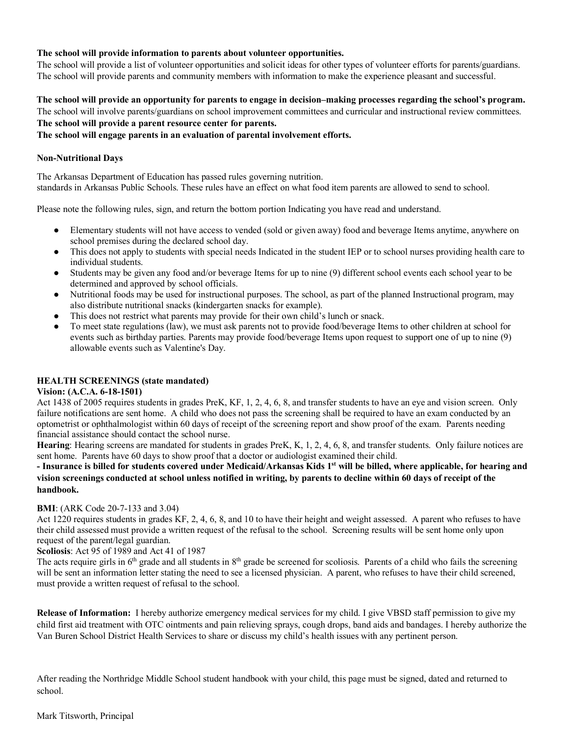**The school will provide information to parents about volunteer opportunities.**
The school will provide a list of volunteer opportunities and solicit ideas for other types of volunteer efforts for parents/guardians. The school will provide parents and community members with information to make the experience pleasant and successful.

**The school will provide an opportunity for parents to engage in decision–making processes regarding the school's program.**
The school will involve parents/guardians on school improvement committees and curricular and instructional review committees.
**The school will provide a parent resource center for parents.**
**The school will engage parents in an evaluation of parental involvement efforts.**

**Non-Nutritional Days**

The Arkansas Department of Education has passed rules governing nutrition.
standards in Arkansas Public Schools. These rules have an effect on what food item parents are allowed to send to school.

Please note the following rules, sign, and return the bottom portion Indicating you have read and understand.

- Elementary students will not have access to vended (sold or given away) food and beverage Items anytime, anywhere on school premises during the declared school day.
- This does not apply to students with special needs Indicated in the student IEP or to school nurses providing health care to individual students.
- Students may be given any food and/or beverage Items for up to nine (9) different school events each school year to be determined and approved by school officials.
- Nutritional foods may be used for instructional purposes. The school, as part of the planned Instructional program, may also distribute nutritional snacks (kindergarten snacks for example).
- This does not restrict what parents may provide for their own child's lunch or snack.
- To meet state regulations (law), we must ask parents not to provide food/beverage Items to other children at school for events such as birthday parties. Parents may provide food/beverage Items upon request to support one of up to nine (9) allowable events such as Valentine's Day.

**HEALTH SCREENINGS (state mandated)**
**Vision: (A.C.A. 6-18-1501)**
Act 1438 of 2005 requires students in grades PreK, KF, 1, 2, 4, 6, 8, and transfer students to have an eye and vision screen. Only failure notifications are sent home. A child who does not pass the screening shall be required to have an exam conducted by an optometrist or ophthalmologist within 60 days of receipt of the screening report and show proof of the exam. Parents needing financial assistance should contact the school nurse.
**Hearing**: Hearing screens are mandated for students in grades PreK, K, 1, 2, 4, 6, 8, and transfer students. Only failure notices are sent home. Parents have 60 days to show proof that a doctor or audiologist examined their child.
**- Insurance is billed for students covered under Medicaid/Arkansas Kids 1st will be billed, where applicable, for hearing and vision screenings conducted at school unless notified in writing, by parents to decline within 60 days of receipt of the handbook.**

**BMI**: (ARK Code 20-7-133 and 3.04)
Act 1220 requires students in grades KF, 2, 4, 6, 8, and 10 to have their height and weight assessed. A parent who refuses to have their child assessed must provide a written request of the refusal to the school. Screening results will be sent home only upon request of the parent/legal guardian.
**Scoliosis**: Act 95 of 1989 and Act 41 of 1987
The acts require girls in 6th grade and all students in 8th grade be screened for scoliosis. Parents of a child who fails the screening will be sent an information letter stating the need to see a licensed physician. A parent, who refuses to have their child screened, must provide a written request of refusal to the school.

**Release of Information:** I hereby authorize emergency medical services for my child. I give VBSD staff permission to give my child first aid treatment with OTC ointments and pain relieving sprays, cough drops, band aids and bandages. I hereby authorize the Van Buren School District Health Services to share or discuss my child's health issues with any pertinent person.

After reading the Northridge Middle School student handbook with your child, this page must be signed, dated and returned to school.

Mark Titsworth, Principal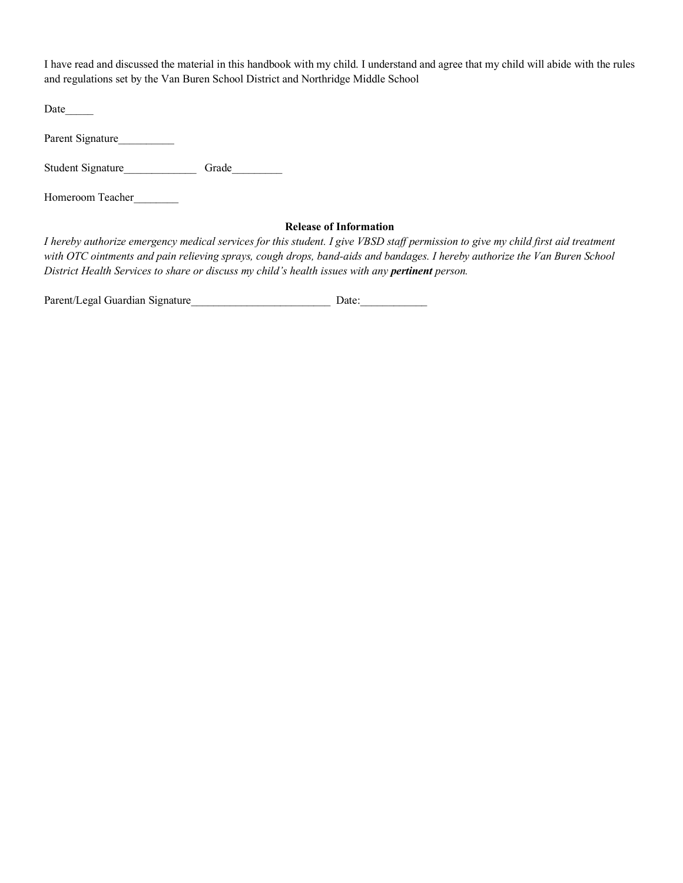I have read and discussed the material in this handbook with my child. I understand and agree that my child will abide with the rules and regulations set by the Van Buren School District and Northridge Middle School

Date_____

Parent Signature__________

Student Signature_____________ Grade_________

Homeroom Teacher________

**Release of Information**

*I hereby authorize emergency medical services for this student. I give VBSD staff permission to give my child first aid treatment with OTC ointments and pain relieving sprays, cough drops, band-aids and bandages. I hereby authorize the Van Buren School District Health Services to share or discuss my child's health issues with any* ***pertinent*** *person.*

Parent/Legal Guardian Signature_________________________ Date:____________